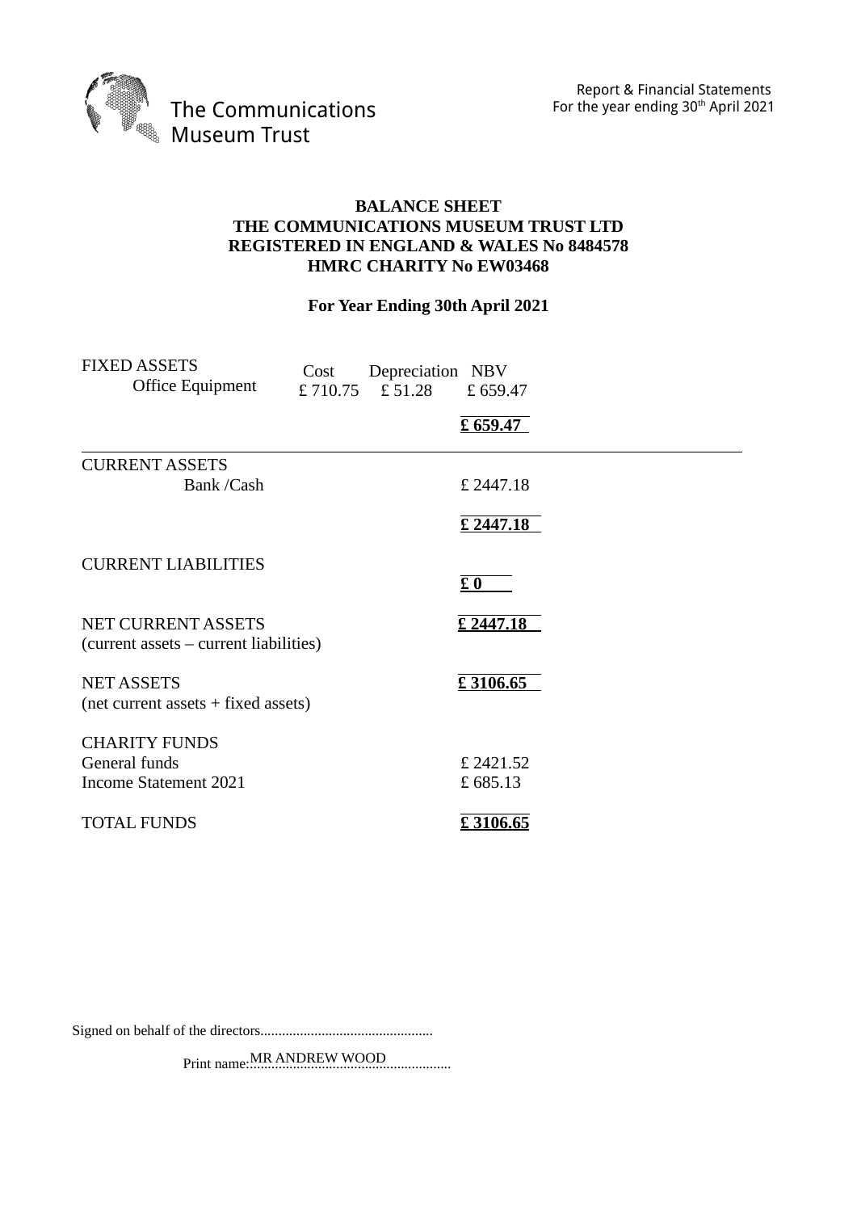The Communications Museum Trust

Report & Financial Statements
For the year ending 30th April 2021

# BALANCE SHEET
## THE COMMUNICATIONS MUSEUM TRUST LTD
## REGISTERED IN ENGLAND & WALES No 8484578
## HMRC CHARITY No EW03468

**For Year Ending 30th April 2021**

| FIXED ASSETS | Cost | Depreciation | NBV |
|---|---|---|---|
| Office Equipment | £ 710.75 | £ 51.28 | £ 659.47 |
| | | | **£ 659.47** |

| | |
|---|---|
| CURRENT ASSETS | |
| Bank /Cash | £ 2447.18 |
| | **£ 2447.18** |
| CURRENT LIABILITIES | **£ 0** |
| NET CURRENT ASSETS (current assets – current liabilities) | **£ 2447.18** |
| NET ASSETS (net current assets + fixed assets) | **£ 3106.65** |
| CHARITY FUNDS | |
| General funds | £ 2421.52 |
| Income Statement 2021 | £ 685.13 |
| TOTAL FUNDS | **£ 3106.65** |

Signed on behalf of the directors................................................

Print name: MR ANDREW WOOD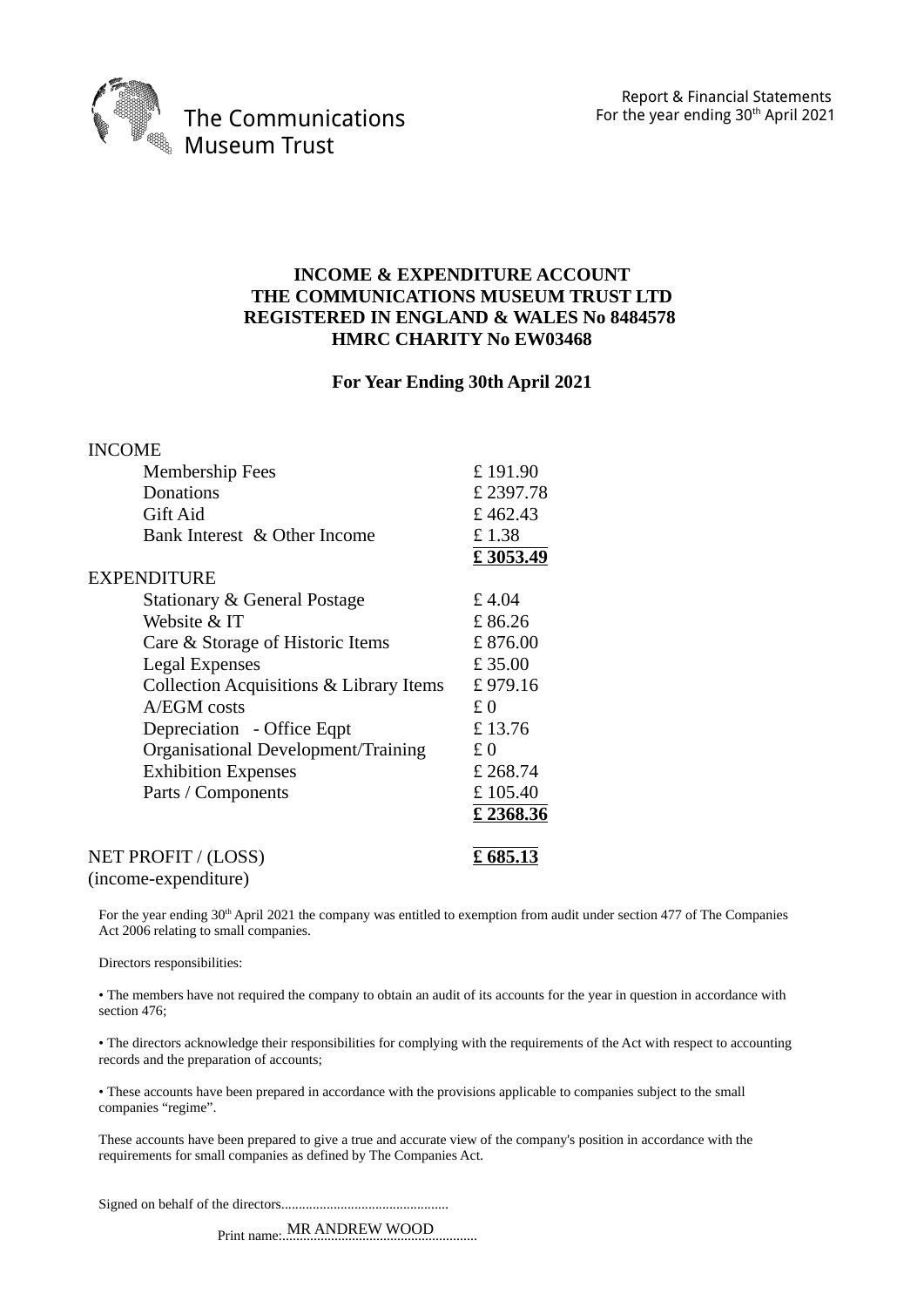**INCOME & EXPENDITURE ACCOUNT**
**THE COMMUNICATIONS MUSEUM TRUST LTD**
**REGISTERED IN ENGLAND & WALES No 8484578**
**HMRC CHARITY No EW03468**

**For Year Ending 30th April 2021**

| | |
|---|---|
| INCOME | |
| Membership Fees | £ 191.90 |
| Donations | £ 2397.78 |
| Gift Aid | £ 462.43 |
| Bank Interest & Other Income | £ 1.38 |
| | **£ 3053.49** |
| EXPENDITURE | |
| Stationary & General Postage | £ 4.04 |
| Website & IT | £ 86.26 |
| Care & Storage of Historic Items | £ 876.00 |
| Legal Expenses | £ 35.00 |
| Collection Acquisitions & Library Items | £ 979.16 |
| A/EGM costs | £ 0 |
| Depreciation - Office Eqpt | £ 13.76 |
| Organisational Development/Training | £ 0 |
| Exhibition Expenses | £ 268.74 |
| Parts / Components | £ 105.40 |
| | **£ 2368.36** |
| NET PROFIT / (LOSS) (income-expenditure) | **£ 685.13** |

For the year ending 30th April 2021 the company was entitled to exemption from audit under section 477 of The Companies Act 2006 relating to small companies.

Directors responsibilities:

- The members have not required the company to obtain an audit of its accounts for the year in question in accordance with section 476;
- The directors acknowledge their responsibilities for complying with the requirements of the Act with respect to accounting records and the preparation of accounts;
- These accounts have been prepared in accordance with the provisions applicable to companies subject to the small companies "regime".

These accounts have been prepared to give a true and accurate view of the company's position in accordance with the requirements for small companies as defined by The Companies Act.

Signed on behalf of the directors................................................

Print name: MR ANDREW WOOD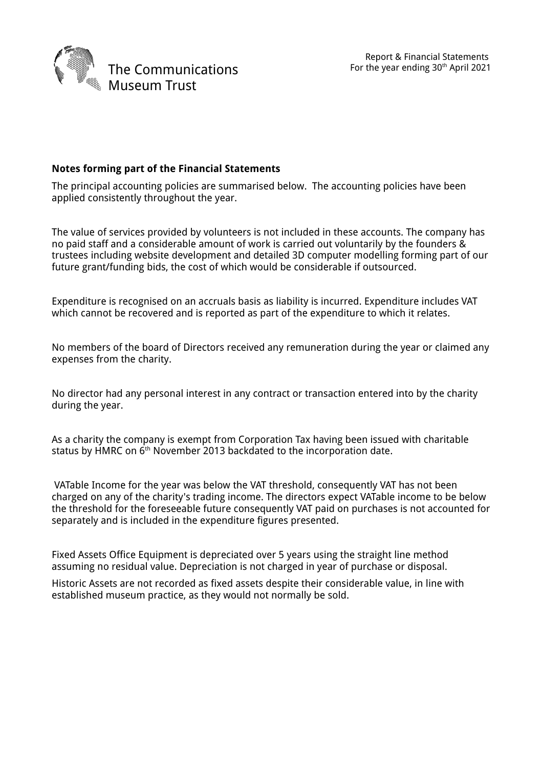**Notes forming part of the Financial Statements**

The principal accounting policies are summarised below. The accounting policies have been applied consistently throughout the year.

The value of services provided by volunteers is not included in these accounts. The company has no paid staff and a considerable amount of work is carried out voluntarily by the founders & trustees including website development and detailed 3D computer modelling forming part of our future grant/funding bids, the cost of which would be considerable if outsourced.

Expenditure is recognised on an accruals basis as liability is incurred. Expenditure includes VAT which cannot be recovered and is reported as part of the expenditure to which it relates.

No members of the board of Directors received any remuneration during the year or claimed any expenses from the charity.

No director had any personal interest in any contract or transaction entered into by the charity during the year.

As a charity the company is exempt from Corporation Tax having been issued with charitable status by HMRC on 6th November 2013 backdated to the incorporation date.

VATable Income for the year was below the VAT threshold, consequently VAT has not been charged on any of the charity's trading income. The directors expect VATable income to be below the threshold for the foreseeable future consequently VAT paid on purchases is not accounted for separately and is included in the expenditure figures presented.

Fixed Assets Office Equipment is depreciated over 5 years using the straight line method assuming no residual value. Depreciation is not charged in year of purchase or disposal.

Historic Assets are not recorded as fixed assets despite their considerable value, in line with established museum practice, as they would not normally be sold.